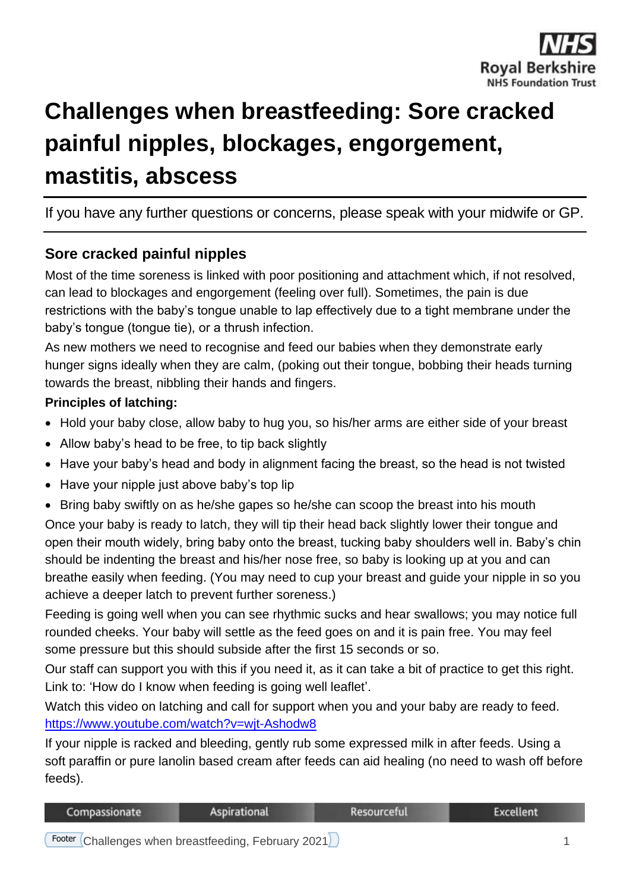# Challenges when breastfeeding: Sore cracked painful nipples, blockages, engorgement, mastitis, abscess

If you have any further questions or concerns, please speak with your midwife or GP.

## Sore cracked painful nipples

Most of the time soreness is linked with poor positioning and attachment which, if not resolved, can lead to blockages and engorgement (feeling over full). Sometimes, the pain is due restrictions with the baby's tongue unable to lap effectively due to a tight membrane under the baby's tongue (tongue tie), or a thrush infection.

As new mothers we need to recognise and feed our babies when they demonstrate early hunger signs ideally when they are calm, (poking out their tongue, bobbing their heads turning towards the breast, nibbling their hands and fingers.

**Principles of latching:**

- Hold your baby close, allow baby to hug you, so his/her arms are either side of your breast
- Allow baby's head to be free, to tip back slightly
- Have your baby's head and body in alignment facing the breast, so the head is not twisted
- Have your nipple just above baby's top lip
- Bring baby swiftly on as he/she gapes so he/she can scoop the breast into his mouth

Once your baby is ready to latch, they will tip their head back slightly lower their tongue and open their mouth widely, bring baby onto the breast, tucking baby shoulders well in. Baby's chin should be indenting the breast and his/her nose free, so baby is looking up at you and can breathe easily when feeding. (You may need to cup your breast and guide your nipple in so you achieve a deeper latch to prevent further soreness.)

Feeding is going well when you can see rhythmic sucks and hear swallows; you may notice full rounded cheeks. Your baby will settle as the feed goes on and it is pain free. You may feel some pressure but this should subside after the first 15 seconds or so.

Our staff can support you with this if you need it, as it can take a bit of practice to get this right. Link to: 'How do I know when feeding is going well leaflet'.

Watch this video on latching and call for support when you and your baby are ready to feed. https://www.youtube.com/watch?v=wjt-Ashodw8

If your nipple is racked and bleeding, gently rub some expressed milk in after feeds. Using a soft paraffin or pure lanolin based cream after feeds can aid healing (no need to wash off before feeds).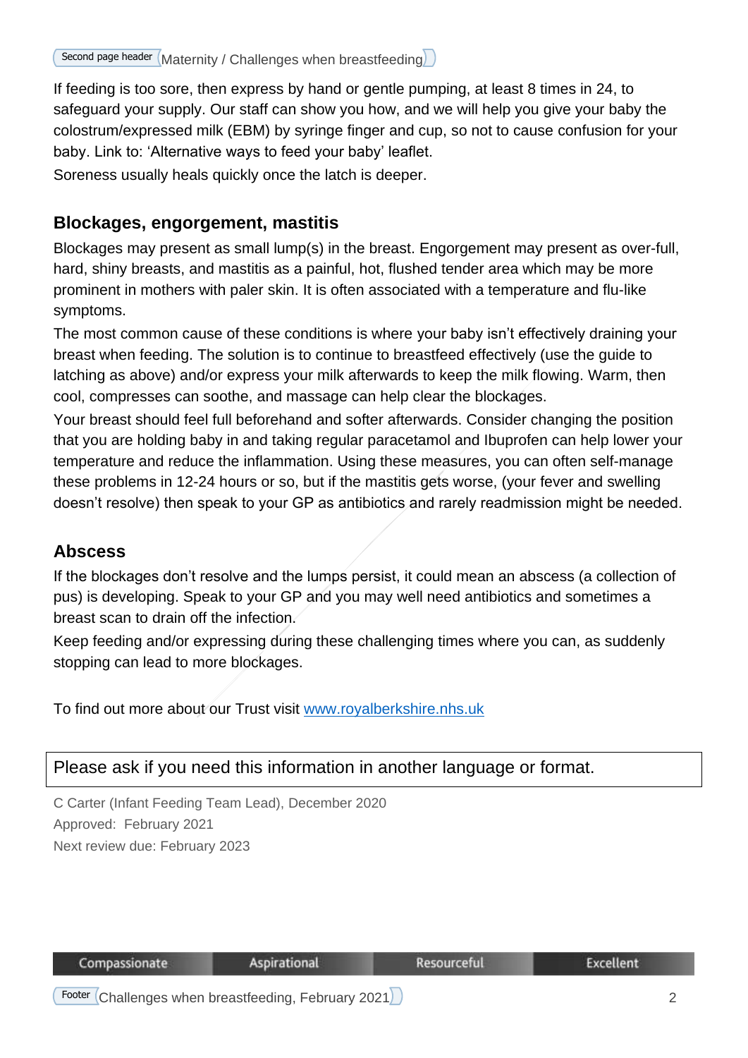If feeding is too sore, then express by hand or gentle pumping, at least 8 times in 24, to safeguard your supply. Our staff can show you how, and we will help you give your baby the colostrum/expressed milk (EBM) by syringe finger and cup, so not to cause confusion for your baby. Link to: 'Alternative ways to feed your baby' leaflet.

Soreness usually heals quickly once the latch is deeper.

## Blockages, engorgement, mastitis

Blockages may present as small lump(s) in the breast. Engorgement may present as over-full, hard, shiny breasts, and mastitis as a painful, hot, flushed tender area which may be more prominent in mothers with paler skin. It is often associated with a temperature and flu-like symptoms.

The most common cause of these conditions is where your baby isn't effectively draining your breast when feeding. The solution is to continue to breastfeed effectively (use the guide to latching as above) and/or express your milk afterwards to keep the milk flowing. Warm, then cool, compresses can soothe, and massage can help clear the blockages.

Your breast should feel full beforehand and softer afterwards. Consider changing the position that you are holding baby in and taking regular paracetamol and Ibuprofen can help lower your temperature and reduce the inflammation. Using these measures, you can often self-manage these problems in 12-24 hours or so, but if the mastitis gets worse, (your fever and swelling doesn't resolve) then speak to your GP as antibiotics and rarely readmission might be needed.

## Abscess

If the blockages don't resolve and the lumps persist, it could mean an abscess (a collection of pus) is developing. Speak to your GP and you may well need antibiotics and sometimes a breast scan to drain off the infection.

Keep feeding and/or expressing during these challenging times where you can, as suddenly stopping can lead to more blockages.

To find out more about our Trust visit www.royalberkshire.nhs.uk

Please ask if you need this information in another language or format.

C Carter (Infant Feeding Team Lead), December 2020
Approved: February 2021
Next review due: February 2023

Compassionate | Aspirational | Resourceful | Excellent